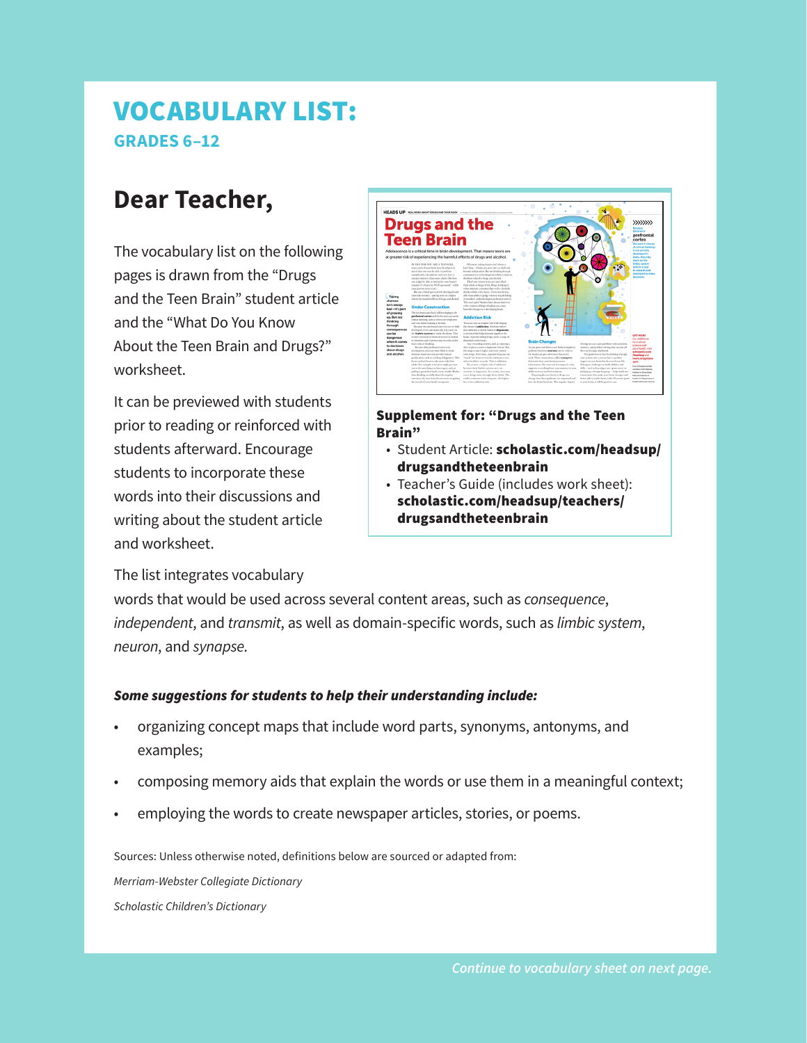# VOCABULARY LIST:

## GRADES 6–12

## Dear Teacher,

The vocabulary list on the following pages is drawn from the “Drugs and the Teen Brain” student article and the “What Do You Know About the Teen Brain and Drugs?” worksheet.

It can be previewed with students prior to reading or reinforced with students afterward. Encourage students to incorporate these words into their discussions and writing about the student article and worksheet.

**Supplement for: “Drugs and the Teen Brain”**

- Student Article: **scholastic.com/headsup/drugsandtheteenbrain**
- Teacher’s Guide (includes work sheet): **scholastic.com/headsup/teachers/drugsandtheteenbrain**

The list integrates vocabulary words that would be used across several content areas, such as *consequence*, *independent*, and *transmit*, as well as domain-specific words, such as *limbic system*, *neuron*, and *synapse*.

***Some suggestions for students to help their understanding include:***

- organizing concept maps that include word parts, synonyms, antonyms, and examples;
- composing memory aids that explain the words or use them in a meaningful context;
- employing the words to create newspaper articles, stories, or poems.

Sources: Unless otherwise noted, definitions below are sourced or adapted from:

*Merriam-Webster Collegiate Dictionary*

*Scholastic Children’s Dictionary*

*Continue to vocabulary sheet on next page.*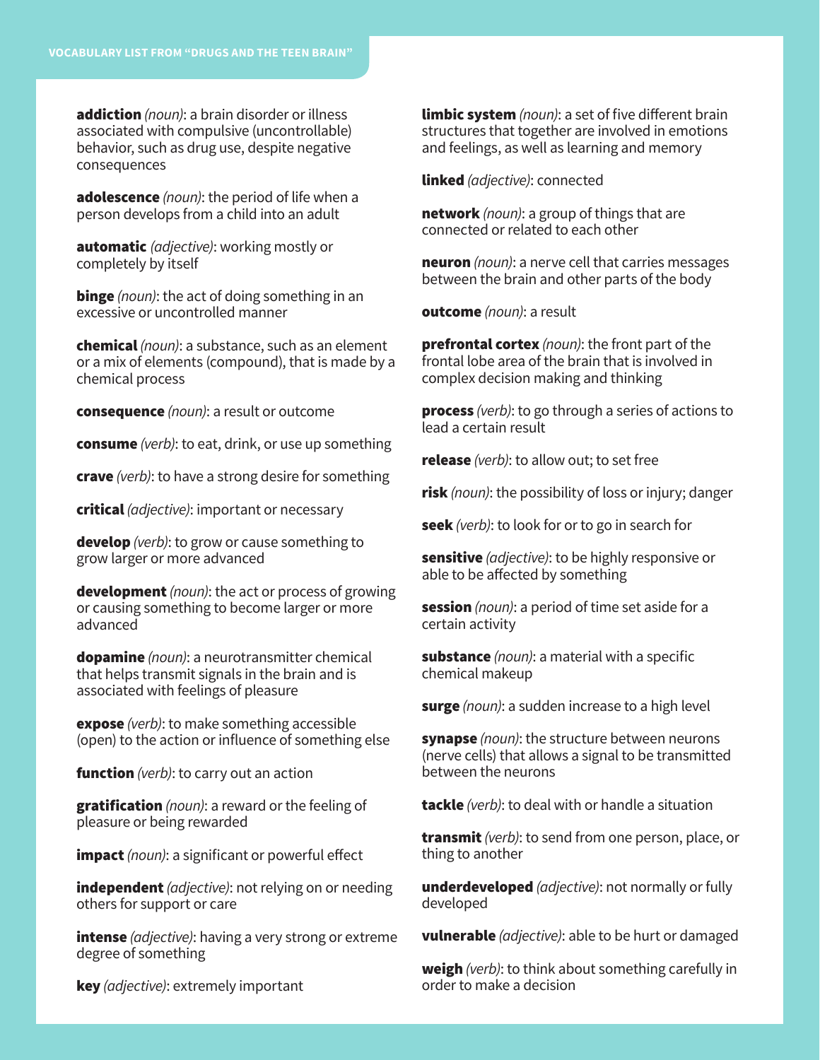# VOCABULARY LIST FROM "DRUGS AND THE TEEN BRAIN"

**addiction** *(noun)*: a brain disorder or illness associated with compulsive (uncontrollable) behavior, such as drug use, despite negative consequences

**adolescence** *(noun)*: the period of life when a person develops from a child into an adult

**automatic** *(adjective)*: working mostly or completely by itself

**binge** *(noun)*: the act of doing something in an excessive or uncontrolled manner

**chemical** *(noun)*: a substance, such as an element or a mix of elements (compound), that is made by a chemical process

**consequence** *(noun)*: a result or outcome

**consume** *(verb)*: to eat, drink, or use up something

**crave** *(verb)*: to have a strong desire for something

**critical** *(adjective)*: important or necessary

**develop** *(verb)*: to grow or cause something to grow larger or more advanced

**development** *(noun)*: the act or process of growing or causing something to become larger or more advanced

**dopamine** *(noun)*: a neurotransmitter chemical that helps transmit signals in the brain and is associated with feelings of pleasure

**expose** *(verb)*: to make something accessible (open) to the action or influence of something else

**function** *(verb)*: to carry out an action

**gratification** *(noun)*: a reward or the feeling of pleasure or being rewarded

**impact** *(noun)*: a significant or powerful effect

**independent** *(adjective)*: not relying on or needing others for support or care

**intense** *(adjective)*: having a very strong or extreme degree of something

**key** *(adjective)*: extremely important

**limbic system** *(noun)*: a set of five different brain structures that together are involved in emotions and feelings, as well as learning and memory

**linked** *(adjective)*: connected

**network** *(noun)*: a group of things that are connected or related to each other

**neuron** *(noun)*: a nerve cell that carries messages between the brain and other parts of the body

**outcome** *(noun)*: a result

**prefrontal cortex** *(noun)*: the front part of the frontal lobe area of the brain that is involved in complex decision making and thinking

**process** *(verb)*: to go through a series of actions to lead a certain result

**release** *(verb)*: to allow out; to set free

**risk** *(noun)*: the possibility of loss or injury; danger

**seek** *(verb)*: to look for or to go in search for

**sensitive** *(adjective)*: to be highly responsive or able to be affected by something

**session** *(noun)*: a period of time set aside for a certain activity

**substance** *(noun)*: a material with a specific chemical makeup

**surge** *(noun)*: a sudden increase to a high level

**synapse** *(noun)*: the structure between neurons (nerve cells) that allows a signal to be transmitted between the neurons

**tackle** *(verb)*: to deal with or handle a situation

**transmit** *(verb)*: to send from one person, place, or thing to another

**underdeveloped** *(adjective)*: not normally or fully developed

**vulnerable** *(adjective)*: able to be hurt or damaged

**weigh** *(verb)*: to think about something carefully in order to make a decision